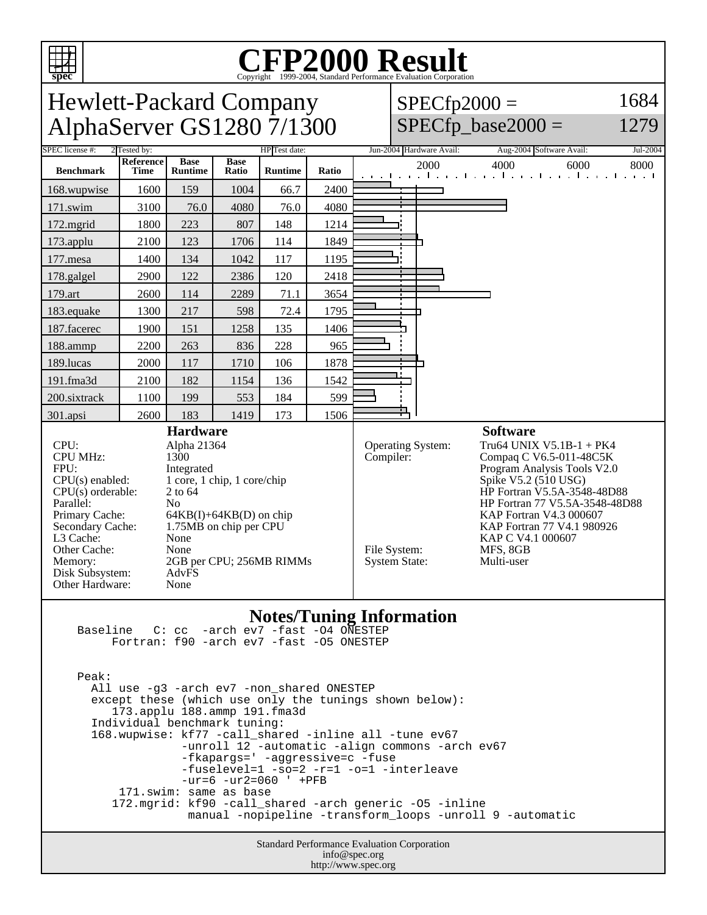# CFP2000 Result

Copyright 1999-2004, Standard Performance Evaluation Corporation

## Hewlett-Packard Company
## AlphaServer GS1280 7/1300

SPECfp2000 = 1684
SPECfp_base2000 = 1279

SPEC license #: 2 | Tested by: HP | Test date: Jun-2004 | Hardware Avail: Aug-2004 | Software Avail: Jul-2004

| Benchmark | Reference Time | Base Runtime | Base Ratio | Runtime | Ratio |
|---|---|---|---|---|---|
| 168.wupwise | 1600 | 159 | 1004 | 66.7 | 2400 |
| 171.swim | 3100 | 76.0 | 4080 | 76.0 | 4080 |
| 172.mgrid | 1800 | 223 | 807 | 148 | 1214 |
| 173.applu | 2100 | 123 | 1706 | 114 | 1849 |
| 177.mesa | 1400 | 134 | 1042 | 117 | 1195 |
| 178.galgel | 2900 | 122 | 2386 | 120 | 2418 |
| 179.art | 2600 | 114 | 2289 | 71.1 | 3654 |
| 183.equake | 1300 | 217 | 598 | 72.4 | 1795 |
| 187.facerec | 1900 | 151 | 1258 | 135 | 1406 |
| 188.ammp | 2200 | 263 | 836 | 228 | 965 |
| 189.lucas | 2000 | 117 | 1710 | 106 | 1878 |
| 191.fma3d | 2100 | 182 | 1154 | 136 | 1542 |
| 200.sixtrack | 1100 | 199 | 553 | 184 | 599 |
| 301.apsi | 2600 | 183 | 1419 | 173 | 1506 |

### Hardware

| | |
|---|---|
| CPU: | Alpha 21364 |
| CPU MHz: | 1300 |
| FPU: | Integrated |
| CPU(s) enabled: | 1 core, 1 chip, 1 core/chip |
| CPU(s) orderable: | 2 to 64 |
| Parallel: | No |
| Primary Cache: | 64KB(I)+64KB(D) on chip |
| Secondary Cache: | 1.75MB on chip per CPU |
| L3 Cache: | None |
| Other Cache: | None |
| Memory: | 2GB per CPU; 256MB RIMMs |
| Disk Subsystem: | AdvFS |
| Other Hardware: | None |

### Software

| | |
|---|---|
| Operating System: | Tru64 UNIX V5.1B-1 + PK4 |
| Compiler: | Compaq C V6.5-011-48C5K<br>Program Analysis Tools V2.0<br>Spike V5.2 (510 USG)<br>HP Fortran V5.5A-3548-48D88<br>HP Fortran 77 V5.5A-3548-48D88<br>KAP Fortran V4.3 000607<br>KAP Fortran 77 V4.1 980926<br>KAP C V4.1 000607 |
| File System: | MFS, 8GB |
| System State: | Multi-user |

### Notes/Tuning Information

```
Baseline   C: cc  -arch ev7 -fast -O4 ONESTEP
     Fortran: f90 -arch ev7 -fast -O5 ONESTEP


Peak:
  All use -g3 -arch ev7 -non_shared ONESTEP
  except these (which use only the tunings shown below):
     173.applu 188.ammp 191.fma3d
  Individual benchmark tuning:
  168.wupwise: kf77 -call_shared -inline all -tune ev67
               -unroll 12 -automatic -align commons -arch ev67
               -fkapargs=' -aggressive=c -fuse
               -fuselevel=1 -so=2 -r=1 -o=1 -interleave
               -ur=6 -ur2=060 ' +PFB
      171.swim: same as base
     172.mgrid: kf90 -call_shared -arch generic -O5 -inline
                manual -nopipeline -transform_loops -unroll 9 -automatic
```

Standard Performance Evaluation Corporation
info@spec.org
http://www.spec.org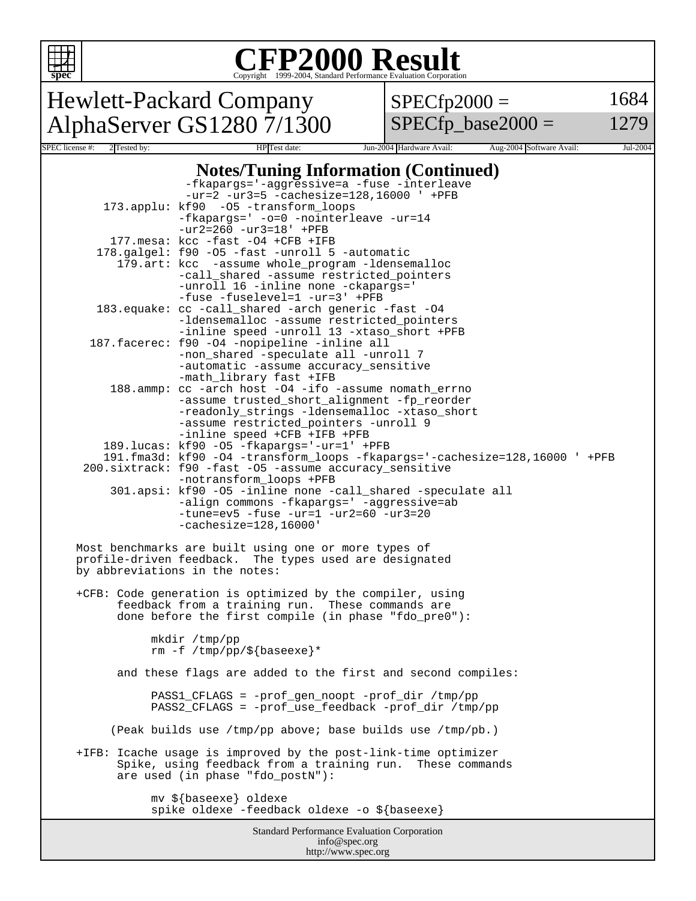# CFP2000 Result

Copyright 1999-2004, Standard Performance Evaluation Corporation

## Hewlett-Packard Company
## AlphaServer GS1280 7/1300

SPECfp2000 = 1684
SPECfp_base2000 = 1279

| SPEC license #: | 2 | Tested by: | HP | Test date: | Jun-2004 | Hardware Avail: | Aug-2004 | Software Avail: | Jul-2004 |
|---|---|---|---|---|---|---|---|---|---|

### Notes/Tuning Information (Continued)

```
               -fkapargs='-aggressive=a -fuse -interleave
               -ur=2 -ur3=5 -cachesize=128,16000 ' +PFB
    173.applu: kf90  -O5 -transform_loops
               -fkapargs=' -o=0 -nointerleave -ur=14
               -ur2=260 -ur3=18' +PFB
     177.mesa: kcc -fast -O4 +CFB +IFB
   178.galgel: f90 -O5 -fast -unroll 5 -automatic
      179.art: kcc  -assume whole_program -ldensemalloc
               -call_shared -assume restricted_pointers
               -unroll 16 -inline none -ckapargs='
               -fuse -fuselevel=1 -ur=3' +PFB
   183.equake: cc -call_shared -arch generic -fast -O4
               -ldensemalloc -assume restricted_pointers
               -inline speed -unroll 13 -xtaso_short +PFB
  187.facerec: f90 -O4 -nopipeline -inline all
               -non_shared -speculate all -unroll 7
               -automatic -assume accuracy_sensitive
               -math_library fast +IFB
     188.ammp: cc -arch host -O4 -ifo -assume nomath_errno
               -assume trusted_short_alignment -fp_reorder
               -readonly_strings -ldensemalloc -xtaso_short
               -assume restricted_pointers -unroll 9
               -inline speed +CFB +IFB +PFB
    189.lucas: kf90 -O5 -fkapargs='-ur=1' +PFB
    191.fma3d: kf90 -O4 -transform_loops -fkapargs='-cachesize=128,16000 ' +PFB
 200.sixtrack: f90 -fast -O5 -assume accuracy_sensitive
               -notransform_loops +PFB
     301.apsi: kf90 -O5 -inline none -call_shared -speculate all
               -align commons -fkapargs=' -aggressive=ab
               -tune=ev5 -fuse -ur=1 -ur2=60 -ur3=20
               -cachesize=128,16000'
```

Most benchmarks are built using one or more types of profile-driven feedback. The types used are designated by abbreviations in the notes:

+CFB: Code generation is optimized by the compiler, using feedback from a training run. These commands are done before the first compile (in phase "fdo_pre0"):

```
mkdir /tmp/pp
rm -f /tmp/pp/${baseexe}*
```

and these flags are added to the first and second compiles:

```
PASS1_CFLAGS = -prof_gen_noopt -prof_dir /tmp/pp
PASS2_CFLAGS = -prof_use_feedback -prof_dir /tmp/pp
```

(Peak builds use /tmp/pp above; base builds use /tmp/pb.)

+IFB: Icache usage is improved by the post-link-time optimizer Spike, using feedback from a training run. These commands are used (in phase "fdo_postN"):

```
mv ${baseexe} oldexe
spike oldexe -feedback oldexe -o ${baseexe}
```

Standard Performance Evaluation Corporation
info@spec.org
http://www.spec.org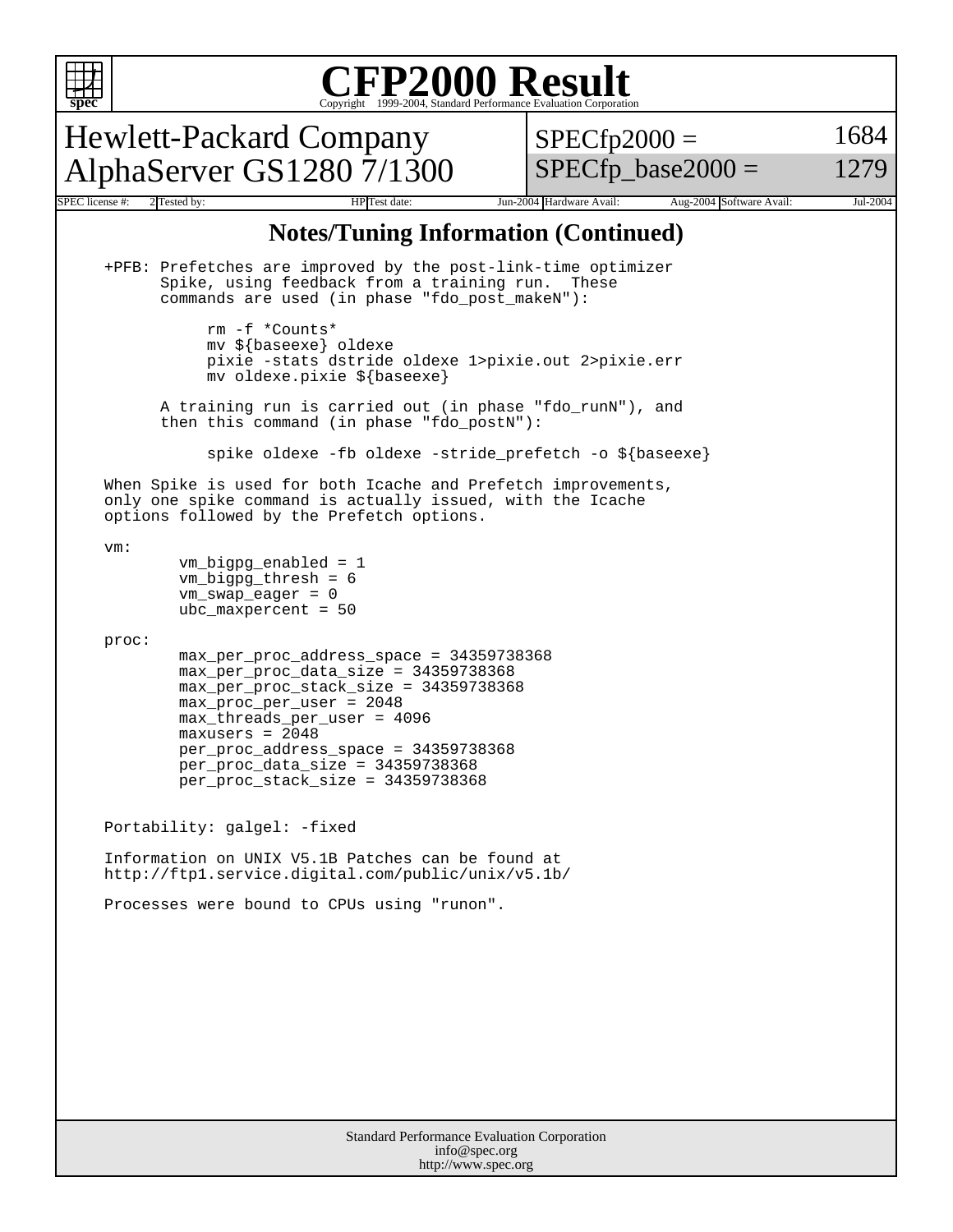# CFP2000 Result

Copyright 1999-2004, Standard Performance Evaluation Corporation

## Hewlett-Packard Company
## AlphaServer GS1280 7/1300

SPECfp2000 = 1684
SPECfp_base2000 = 1279

| SPEC license #: | 2 | Tested by: | HP | Test date: | Jun-2004 | Hardware Avail: | Aug-2004 | Software Avail: | Jul-2004 |
|---|---|---|---|---|---|---|---|---|---|

## Notes/Tuning Information (Continued)

```
+PFB: Prefetches are improved by the post-link-time optimizer
      Spike, using feedback from a training run.  These
      commands are used (in phase "fdo_post_makeN"):

           rm -f *Counts*
           mv ${baseexe} oldexe
           pixie -stats dstride oldexe 1>pixie.out 2>pixie.err
           mv oldexe.pixie ${baseexe}

      A training run is carried out (in phase "fdo_runN"), and
      then this command (in phase "fdo_postN"):

           spike oldexe -fb oldexe -stride_prefetch -o ${baseexe}

When Spike is used for both Icache and Prefetch improvements,
only one spike command is actually issued, with the Icache
options followed by the Prefetch options.

vm:
        vm_bigpg_enabled = 1
        vm_bigpg_thresh = 6
        vm_swap_eager = 0
        ubc_maxpercent = 50

proc:
        max_per_proc_address_space = 34359738368
        max_per_proc_data_size = 34359738368
        max_per_proc_stack_size = 34359738368
        max_proc_per_user = 2048
        max_threads_per_user = 4096
        maxusers = 2048
        per_proc_address_space = 34359738368
        per_proc_data_size = 34359738368
        per_proc_stack_size = 34359738368


Portability: galgel: -fixed

Information on UNIX V5.1B Patches can be found at
http://ftp1.service.digital.com/public/unix/v5.1b/

Processes were bound to CPUs using "runon".
```

Standard Performance Evaluation Corporation
info@spec.org
http://www.spec.org